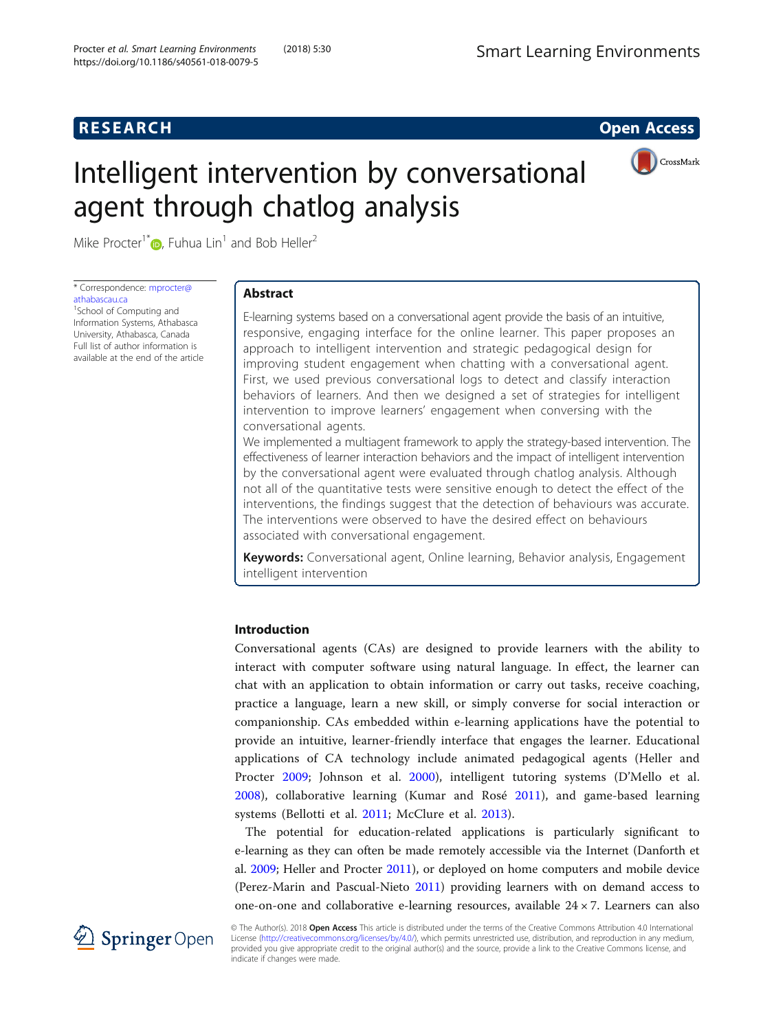RESEARCH

Open Access

# Intelligent intervention by conversational agent through chatlog analysis

Mike Procter[1*], Fuhua Lin[1] and Bob Heller[2]

\* Correspondence: mprocter@athabascau.ca
[1]School of Computing and Information Systems, Athabasca University, Athabasca, Canada
Full list of author information is available at the end of the article

## Abstract

E-learning systems based on a conversational agent provide the basis of an intuitive, responsive, engaging interface for the online learner. This paper proposes an approach to intelligent intervention and strategic pedagogical design for improving student engagement when chatting with a conversational agent. First, we used previous conversational logs to detect and classify interaction behaviors of learners. And then we designed a set of strategies for intelligent intervention to improve learners' engagement when conversing with the conversational agents.

We implemented a multiagent framework to apply the strategy-based intervention. The effectiveness of learner interaction behaviors and the impact of intelligent intervention by the conversational agent were evaluated through chatlog analysis. Although not all of the quantitative tests were sensitive enough to detect the effect of the interventions, the findings suggest that the detection of behaviours was accurate. The interventions were observed to have the desired effect on behaviours associated with conversational engagement.

**Keywords:** Conversational agent, Online learning, Behavior analysis, Engagement intelligent intervention

## Introduction

Conversational agents (CAs) are designed to provide learners with the ability to interact with computer software using natural language. In effect, the learner can chat with an application to obtain information or carry out tasks, receive coaching, practice a language, learn a new skill, or simply converse for social interaction or companionship. CAs embedded within e-learning applications have the potential to provide an intuitive, learner-friendly interface that engages the learner. Educational applications of CA technology include animated pedagogical agents (Heller and Procter 2009; Johnson et al. 2000), intelligent tutoring systems (D'Mello et al. 2008), collaborative learning (Kumar and Rosé 2011), and game-based learning systems (Bellotti et al. 2011; McClure et al. 2013).

The potential for education-related applications is particularly significant to e-learning as they can often be made remotely accessible via the Internet (Danforth et al. 2009; Heller and Procter 2011), or deployed on home computers and mobile device (Perez-Marin and Pascual-Nieto 2011) providing learners with on demand access to one-on-one and collaborative e-learning resources, available 24 × 7. Learners can also

© The Author(s). 2018 **Open Access** This article is distributed under the terms of the Creative Commons Attribution 4.0 International License (http://creativecommons.org/licenses/by/4.0/), which permits unrestricted use, distribution, and reproduction in any medium, provided you give appropriate credit to the original author(s) and the source, provide a link to the Creative Commons license, and indicate if changes were made.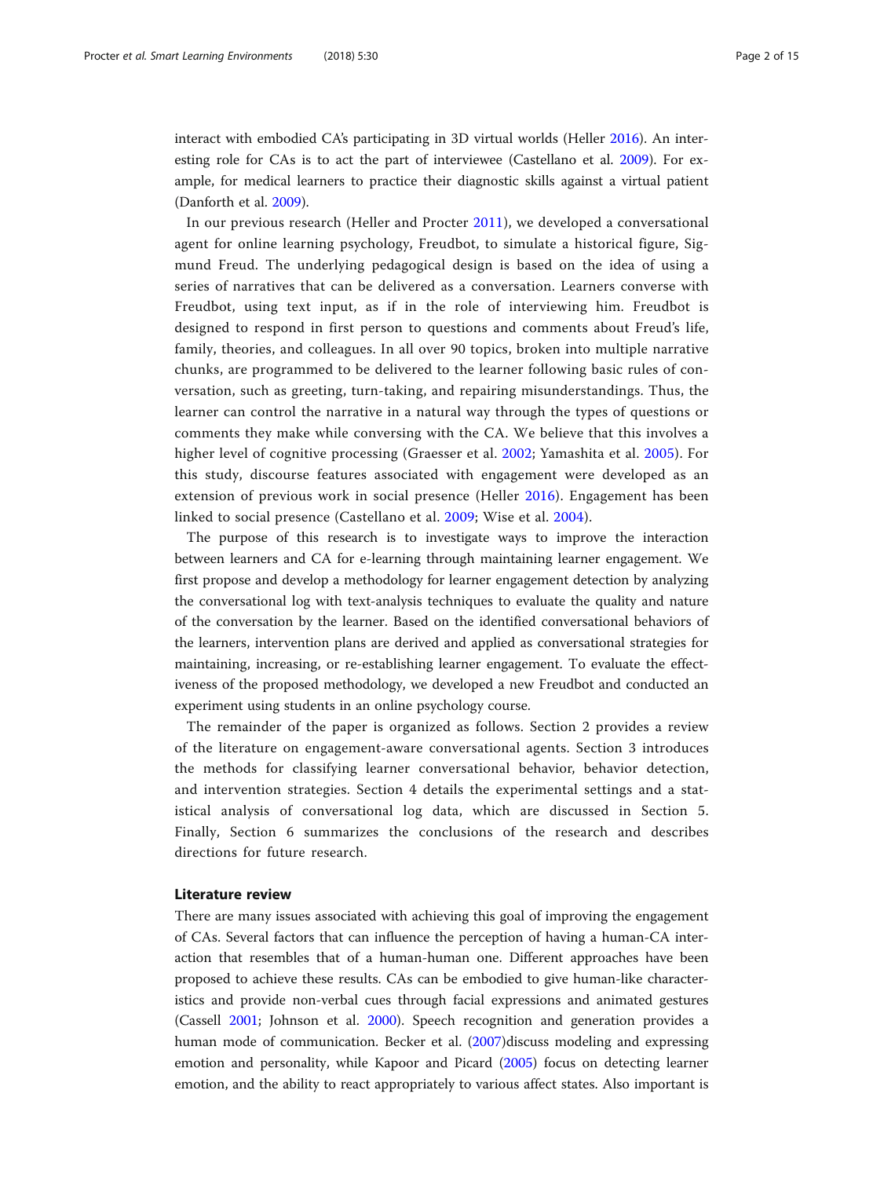interact with embodied CA's participating in 3D virtual worlds (Heller 2016). An interesting role for CAs is to act the part of interviewee (Castellano et al. 2009). For example, for medical learners to practice their diagnostic skills against a virtual patient (Danforth et al. 2009).

In our previous research (Heller and Procter 2011), we developed a conversational agent for online learning psychology, Freudbot, to simulate a historical figure, Sigmund Freud. The underlying pedagogical design is based on the idea of using a series of narratives that can be delivered as a conversation. Learners converse with Freudbot, using text input, as if in the role of interviewing him. Freudbot is designed to respond in first person to questions and comments about Freud's life, family, theories, and colleagues. In all over 90 topics, broken into multiple narrative chunks, are programmed to be delivered to the learner following basic rules of conversation, such as greeting, turn-taking, and repairing misunderstandings. Thus, the learner can control the narrative in a natural way through the types of questions or comments they make while conversing with the CA. We believe that this involves a higher level of cognitive processing (Graesser et al. 2002; Yamashita et al. 2005). For this study, discourse features associated with engagement were developed as an extension of previous work in social presence (Heller 2016). Engagement has been linked to social presence (Castellano et al. 2009; Wise et al. 2004).

The purpose of this research is to investigate ways to improve the interaction between learners and CA for e-learning through maintaining learner engagement. We first propose and develop a methodology for learner engagement detection by analyzing the conversational log with text-analysis techniques to evaluate the quality and nature of the conversation by the learner. Based on the identified conversational behaviors of the learners, intervention plans are derived and applied as conversational strategies for maintaining, increasing, or re-establishing learner engagement. To evaluate the effectiveness of the proposed methodology, we developed a new Freudbot and conducted an experiment using students in an online psychology course.

The remainder of the paper is organized as follows. Section 2 provides a review of the literature on engagement-aware conversational agents. Section 3 introduces the methods for classifying learner conversational behavior, behavior detection, and intervention strategies. Section 4 details the experimental settings and a statistical analysis of conversational log data, which are discussed in Section 5. Finally, Section 6 summarizes the conclusions of the research and describes directions for future research.

## Literature review

There are many issues associated with achieving this goal of improving the engagement of CAs. Several factors that can influence the perception of having a human-CA interaction that resembles that of a human-human one. Different approaches have been proposed to achieve these results. CAs can be embodied to give human-like characteristics and provide non-verbal cues through facial expressions and animated gestures (Cassell 2001; Johnson et al. 2000). Speech recognition and generation provides a human mode of communication. Becker et al. (2007)discuss modeling and expressing emotion and personality, while Kapoor and Picard (2005) focus on detecting learner emotion, and the ability to react appropriately to various affect states. Also important is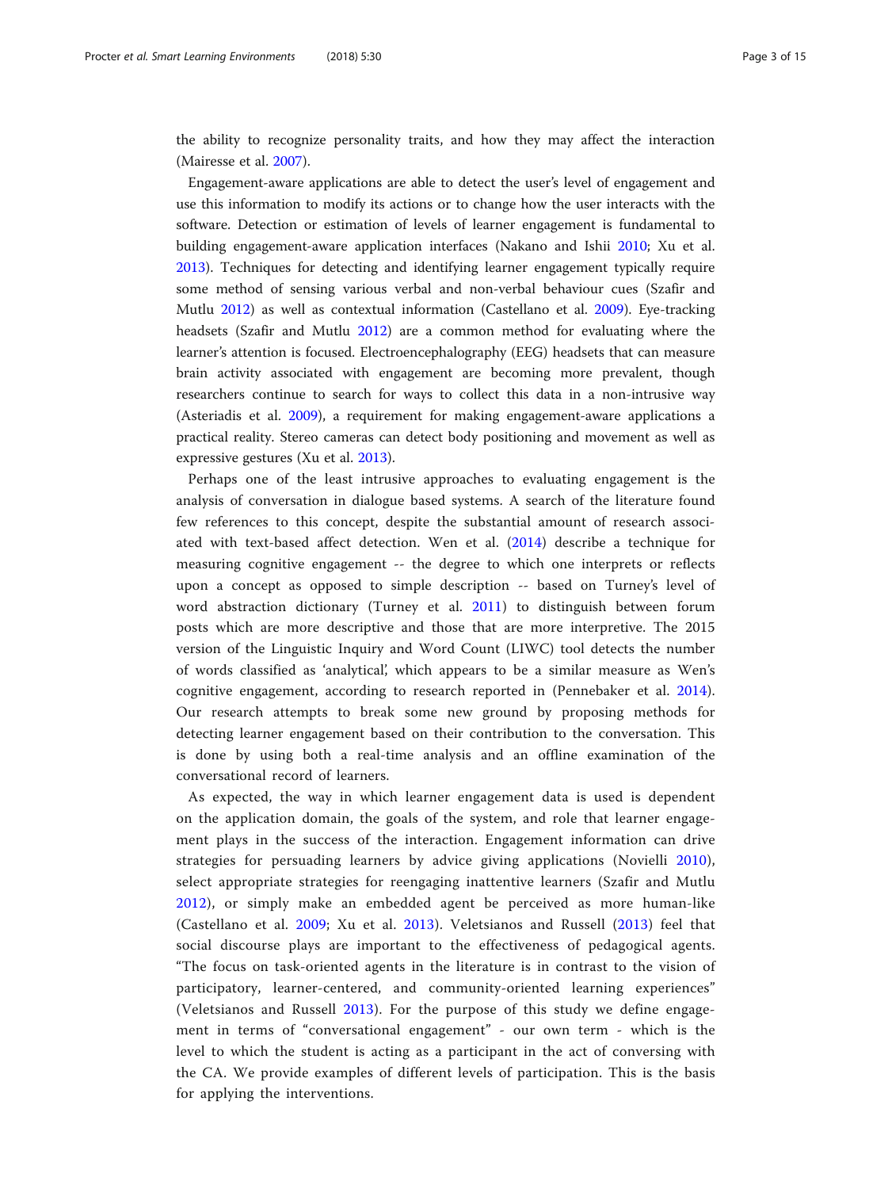the ability to recognize personality traits, and how they may affect the interaction (Mairesse et al. 2007).

Engagement-aware applications are able to detect the user's level of engagement and use this information to modify its actions or to change how the user interacts with the software. Detection or estimation of levels of learner engagement is fundamental to building engagement-aware application interfaces (Nakano and Ishii 2010; Xu et al. 2013). Techniques for detecting and identifying learner engagement typically require some method of sensing various verbal and non-verbal behaviour cues (Szafir and Mutlu 2012) as well as contextual information (Castellano et al. 2009). Eye-tracking headsets (Szafir and Mutlu 2012) are a common method for evaluating where the learner's attention is focused. Electroencephalography (EEG) headsets that can measure brain activity associated with engagement are becoming more prevalent, though researchers continue to search for ways to collect this data in a non-intrusive way (Asteriadis et al. 2009), a requirement for making engagement-aware applications a practical reality. Stereo cameras can detect body positioning and movement as well as expressive gestures (Xu et al. 2013).

Perhaps one of the least intrusive approaches to evaluating engagement is the analysis of conversation in dialogue based systems. A search of the literature found few references to this concept, despite the substantial amount of research associated with text-based affect detection. Wen et al. (2014) describe a technique for measuring cognitive engagement -- the degree to which one interprets or reflects upon a concept as opposed to simple description -- based on Turney's level of word abstraction dictionary (Turney et al. 2011) to distinguish between forum posts which are more descriptive and those that are more interpretive. The 2015 version of the Linguistic Inquiry and Word Count (LIWC) tool detects the number of words classified as 'analytical', which appears to be a similar measure as Wen's cognitive engagement, according to research reported in (Pennebaker et al. 2014). Our research attempts to break some new ground by proposing methods for detecting learner engagement based on their contribution to the conversation. This is done by using both a real-time analysis and an offline examination of the conversational record of learners.

As expected, the way in which learner engagement data is used is dependent on the application domain, the goals of the system, and role that learner engagement plays in the success of the interaction. Engagement information can drive strategies for persuading learners by advice giving applications (Novielli 2010), select appropriate strategies for reengaging inattentive learners (Szafir and Mutlu 2012), or simply make an embedded agent be perceived as more human-like (Castellano et al. 2009; Xu et al. 2013). Veletsianos and Russell (2013) feel that social discourse plays are important to the effectiveness of pedagogical agents. "The focus on task-oriented agents in the literature is in contrast to the vision of participatory, learner-centered, and community-oriented learning experiences" (Veletsianos and Russell 2013). For the purpose of this study we define engagement in terms of "conversational engagement" - our own term - which is the level to which the student is acting as a participant in the act of conversing with the CA. We provide examples of different levels of participation. This is the basis for applying the interventions.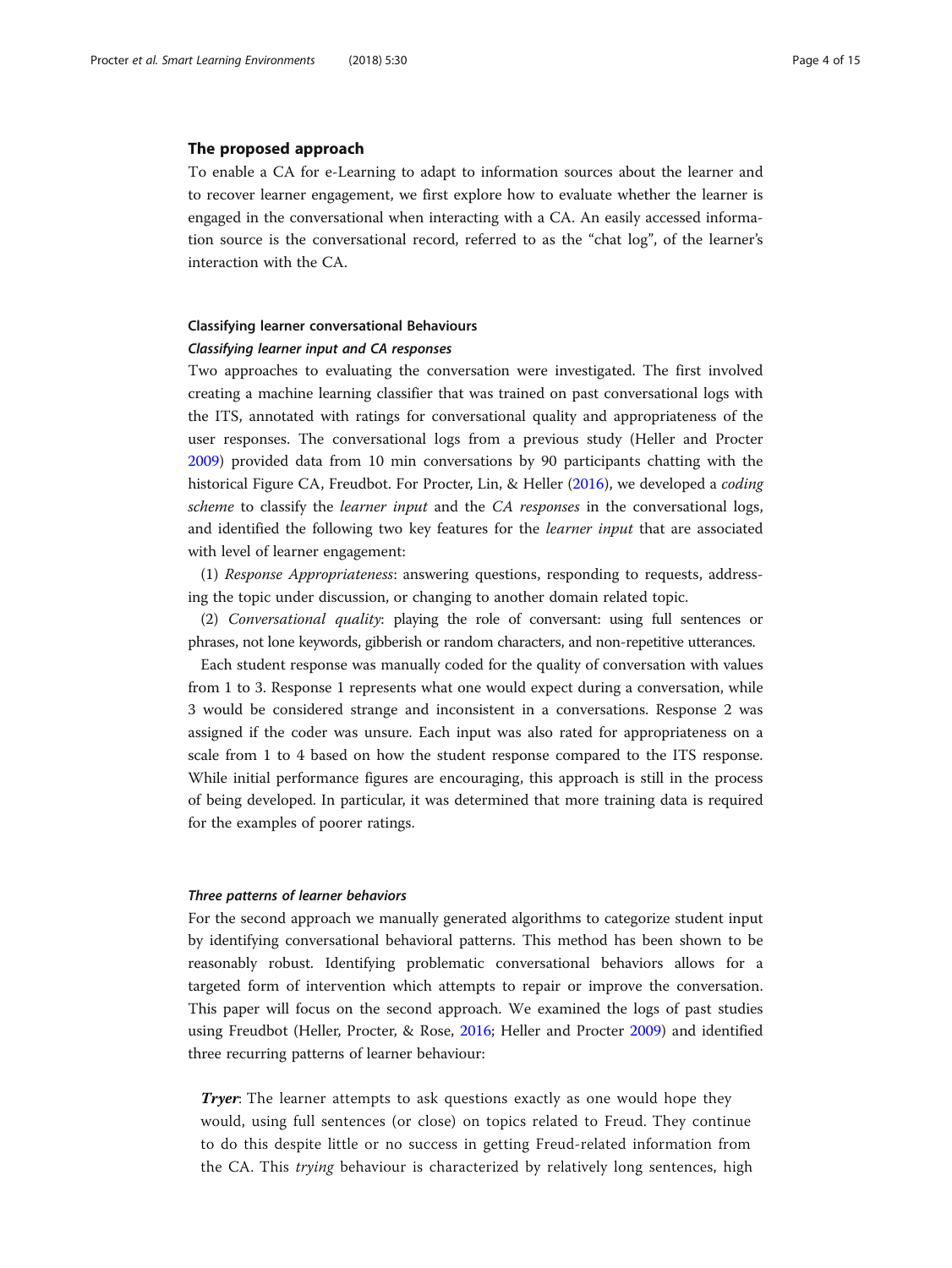## The proposed approach

To enable a CA for e-Learning to adapt to information sources about the learner and to recover learner engagement, we first explore how to evaluate whether the learner is engaged in the conversational when interacting with a CA. An easily accessed information source is the conversational record, referred to as the "chat log", of the learner's interaction with the CA.

### Classifying learner conversational Behaviours

#### *Classifying learner input and CA responses*

Two approaches to evaluating the conversation were investigated. The first involved creating a machine learning classifier that was trained on past conversational logs with the ITS, annotated with ratings for conversational quality and appropriateness of the user responses. The conversational logs from a previous study (Heller and Procter 2009) provided data from 10 min conversations by 90 participants chatting with the historical Figure CA, Freudbot. For Procter, Lin, & Heller (2016), we developed a *coding scheme* to classify the *learner input* and the *CA responses* in the conversational logs, and identified the following two key features for the *learner input* that are associated with level of learner engagement:

(1) *Response Appropriateness*: answering questions, responding to requests, addressing the topic under discussion, or changing to another domain related topic.

(2) *Conversational quality*: playing the role of conversant: using full sentences or phrases, not lone keywords, gibberish or random characters, and non-repetitive utterances.

Each student response was manually coded for the quality of conversation with values from 1 to 3. Response 1 represents what one would expect during a conversation, while 3 would be considered strange and inconsistent in a conversations. Response 2 was assigned if the coder was unsure. Each input was also rated for appropriateness on a scale from 1 to 4 based on how the student response compared to the ITS response. While initial performance figures are encouraging, this approach is still in the process of being developed. In particular, it was determined that more training data is required for the examples of poorer ratings.

#### *Three patterns of learner behaviors*

For the second approach we manually generated algorithms to categorize student input by identifying conversational behavioral patterns. This method has been shown to be reasonably robust. Identifying problematic conversational behaviors allows for a targeted form of intervention which attempts to repair or improve the conversation. This paper will focus on the second approach. We examined the logs of past studies using Freudbot (Heller, Procter, & Rose, 2016; Heller and Procter 2009) and identified three recurring patterns of learner behaviour:

> ***Tryer***: The learner attempts to ask questions exactly as one would hope they would, using full sentences (or close) on topics related to Freud. They continue to do this despite little or no success in getting Freud-related information from the CA. This *trying* behaviour is characterized by relatively long sentences, high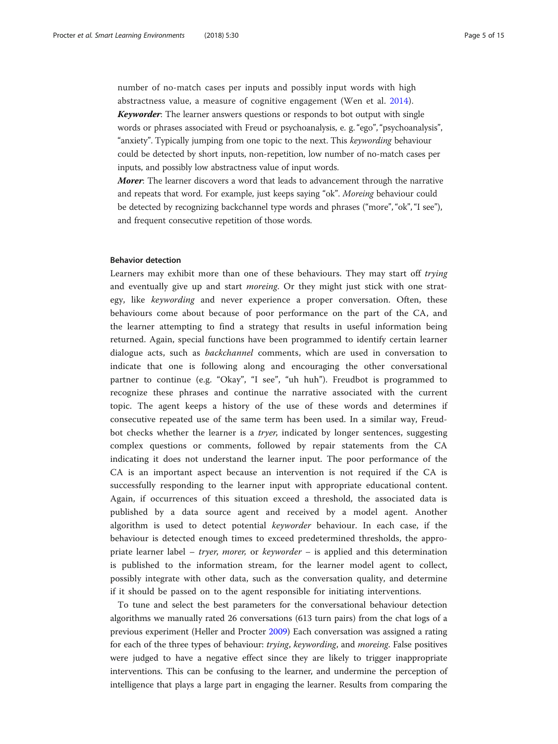number of no-match cases per inputs and possibly input words with high abstractness value, a measure of cognitive engagement (Wen et al. 2014).

***Keyworder***: The learner answers questions or responds to bot output with single words or phrases associated with Freud or psychoanalysis, e. g. "ego", "psychoanalysis", "anxiety". Typically jumping from one topic to the next. This *keywording* behaviour could be detected by short inputs, non-repetition, low number of no-match cases per inputs, and possibly low abstractness value of input words.

***Morer***: The learner discovers a word that leads to advancement through the narrative and repeats that word. For example, just keeps saying "ok". *Moreing* behaviour could be detected by recognizing backchannel type words and phrases ("more", "ok", "I see"), and frequent consecutive repetition of those words.

### Behavior detection

Learners may exhibit more than one of these behaviours. They may start off *trying* and eventually give up and start *moreing*. Or they might just stick with one strategy, like *keywording* and never experience a proper conversation. Often, these behaviours come about because of poor performance on the part of the CA, and the learner attempting to find a strategy that results in useful information being returned. Again, special functions have been programmed to identify certain learner dialogue acts, such as *backchannel* comments, which are used in conversation to indicate that one is following along and encouraging the other conversational partner to continue (e.g. "Okay", "I see", "uh huh"). Freudbot is programmed to recognize these phrases and continue the narrative associated with the current topic. The agent keeps a history of the use of these words and determines if consecutive repeated use of the same term has been used. In a similar way, Freudbot checks whether the learner is a *tryer*, indicated by longer sentences, suggesting complex questions or comments, followed by repair statements from the CA indicating it does not understand the learner input. The poor performance of the CA is an important aspect because an intervention is not required if the CA is successfully responding to the learner input with appropriate educational content. Again, if occurrences of this situation exceed a threshold, the associated data is published by a data source agent and received by a model agent. Another algorithm is used to detect potential *keyworder* behaviour. In each case, if the behaviour is detected enough times to exceed predetermined thresholds, the appropriate learner label – *tryer*, *morer*, or *keyworder* – is applied and this determination is published to the information stream, for the learner model agent to collect, possibly integrate with other data, such as the conversation quality, and determine if it should be passed on to the agent responsible for initiating interventions.

To tune and select the best parameters for the conversational behaviour detection algorithms we manually rated 26 conversations (613 turn pairs) from the chat logs of a previous experiment (Heller and Procter 2009) Each conversation was assigned a rating for each of the three types of behaviour: *trying*, *keywording*, and *moreing*. False positives were judged to have a negative effect since they are likely to trigger inappropriate interventions. This can be confusing to the learner, and undermine the perception of intelligence that plays a large part in engaging the learner. Results from comparing the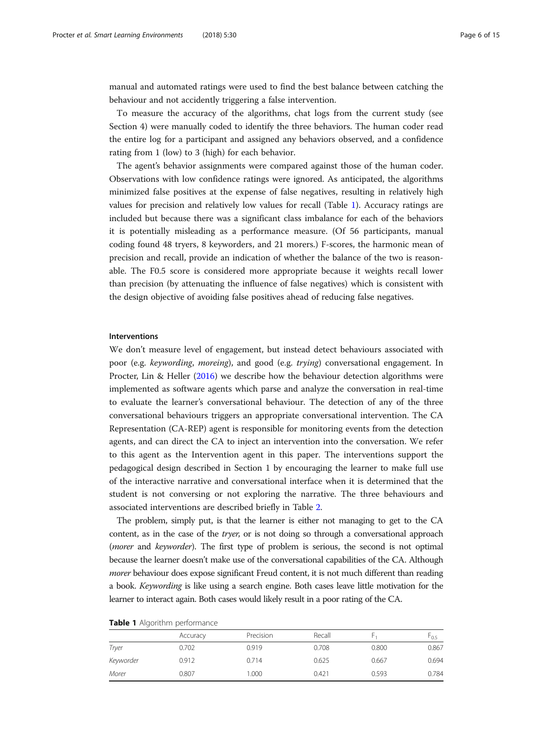manual and automated ratings were used to find the best balance between catching the behaviour and not accidently triggering a false intervention.

To measure the accuracy of the algorithms, chat logs from the current study (see Section 4) were manually coded to identify the three behaviors. The human coder read the entire log for a participant and assigned any behaviors observed, and a confidence rating from 1 (low) to 3 (high) for each behavior.

The agent's behavior assignments were compared against those of the human coder. Observations with low confidence ratings were ignored. As anticipated, the algorithms minimized false positives at the expense of false negatives, resulting in relatively high values for precision and relatively low values for recall (Table 1). Accuracy ratings are included but because there was a significant class imbalance for each of the behaviors it is potentially misleading as a performance measure. (Of 56 participants, manual coding found 48 tryers, 8 keyworders, and 21 morers.) F-scores, the harmonic mean of precision and recall, provide an indication of whether the balance of the two is reasonable. The F0.5 score is considered more appropriate because it weights recall lower than precision (by attenuating the influence of false negatives) which is consistent with the design objective of avoiding false positives ahead of reducing false negatives.

### Interventions

We don't measure level of engagement, but instead detect behaviours associated with poor (e.g. *keywording*, *moreing*), and good (e.g. *trying*) conversational engagement. In Procter, Lin & Heller (2016) we describe how the behaviour detection algorithms were implemented as software agents which parse and analyze the conversation in real-time to evaluate the learner's conversational behaviour. The detection of any of the three conversational behaviours triggers an appropriate conversational intervention. The CA Representation (CA-REP) agent is responsible for monitoring events from the detection agents, and can direct the CA to inject an intervention into the conversation. We refer to this agent as the Intervention agent in this paper. The interventions support the pedagogical design described in Section 1 by encouraging the learner to make full use of the interactive narrative and conversational interface when it is determined that the student is not conversing or not exploring the narrative. The three behaviours and associated interventions are described briefly in Table 2.

The problem, simply put, is that the learner is either not managing to get to the CA content, as in the case of the *tryer*, or is not doing so through a conversational approach (*morer* and *keyworder*). The first type of problem is serious, the second is not optimal because the learner doesn't make use of the conversational capabilities of the CA. Although *morer* behaviour does expose significant Freud content, it is not much different than reading a book. *Keywording* is like using a search engine. Both cases leave little motivation for the learner to interact again. Both cases would likely result in a poor rating of the CA.

**Table 1** Algorithm performance

| | Accuracy | Precision | Recall | $F_1$ | $F_{0.5}$ |
|---|---|---|---|---|---|
| *Tryer* | 0.702 | 0.919 | 0.708 | 0.800 | 0.867 |
| *Keyworder* | 0.912 | 0.714 | 0.625 | 0.667 | 0.694 |
| *Morer* | 0.807 | 1.000 | 0.421 | 0.593 | 0.784 |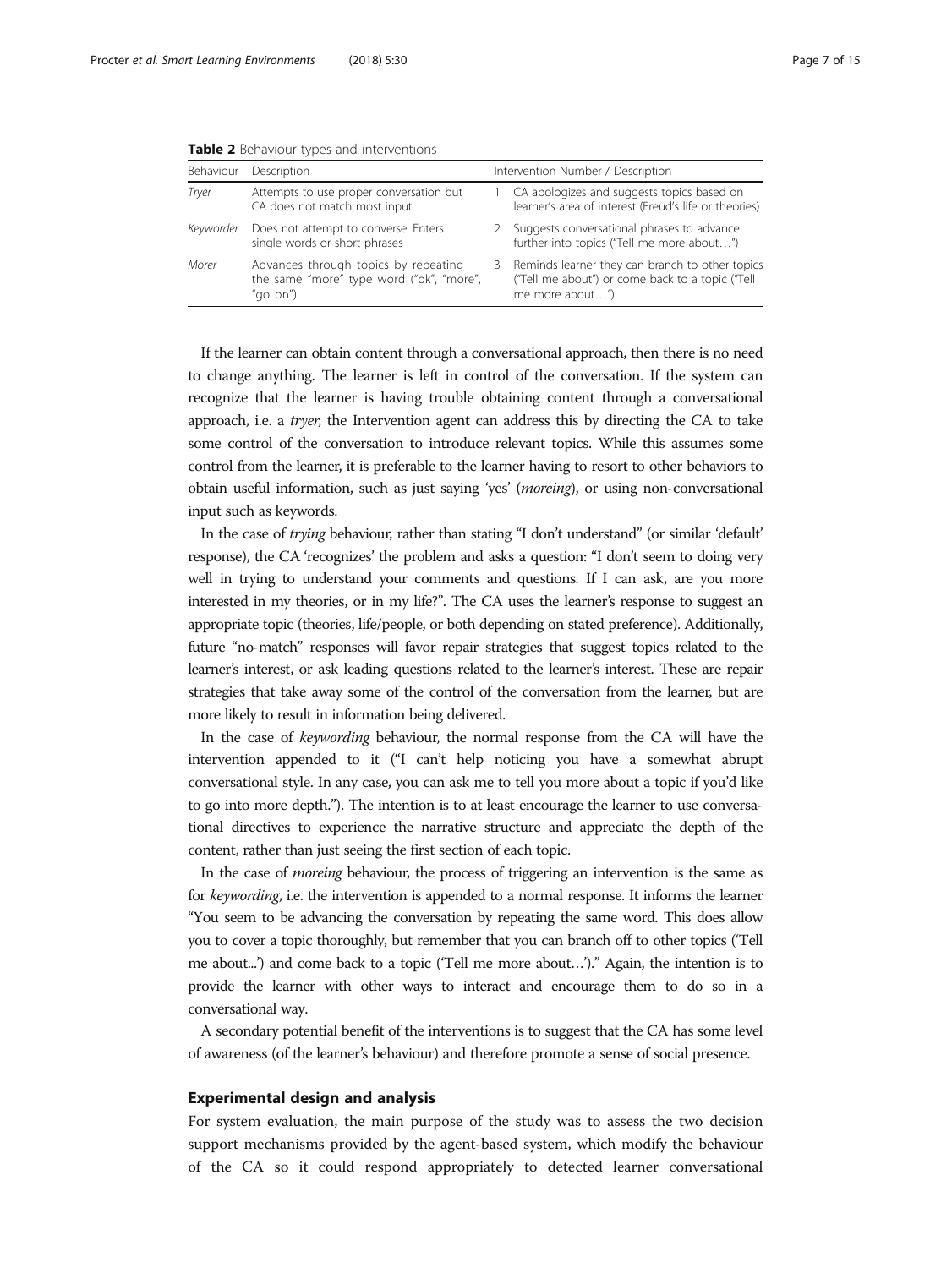**Table 2** Behaviour types and interventions

| Behaviour | Description | Intervention Number / Description | |
|---|---|---|---|
| *Tryer* | Attempts to use proper conversation but CA does not match most input | 1 | CA apologizes and suggests topics based on learner's area of interest (Freud's life or theories) |
| *Keyworder* | Does not attempt to converse. Enters single words or short phrases | 2 | Suggests conversational phrases to advance further into topics ("Tell me more about…") |
| *Morer* | Advances through topics by repeating the same "more" type word ("ok", "more", "go on") | 3 | Reminds learner they can branch to other topics ("Tell me about") or come back to a topic ("Tell me more about…") |

If the learner can obtain content through a conversational approach, then there is no need to change anything. The learner is left in control of the conversation. If the system can recognize that the learner is having trouble obtaining content through a conversational approach, i.e. a *tryer*, the Intervention agent can address this by directing the CA to take some control of the conversation to introduce relevant topics. While this assumes some control from the learner, it is preferable to the learner having to resort to other behaviors to obtain useful information, such as just saying 'yes' (*moreing*), or using non-conversational input such as keywords.

In the case of *trying* behaviour, rather than stating "I don't understand" (or similar 'default' response), the CA 'recognizes' the problem and asks a question: "I don't seem to doing very well in trying to understand your comments and questions. If I can ask, are you more interested in my theories, or in my life?". The CA uses the learner's response to suggest an appropriate topic (theories, life/people, or both depending on stated preference). Additionally, future "no-match" responses will favor repair strategies that suggest topics related to the learner's interest, or ask leading questions related to the learner's interest. These are repair strategies that take away some of the control of the conversation from the learner, but are more likely to result in information being delivered.

In the case of *keywording* behaviour, the normal response from the CA will have the intervention appended to it ("I can't help noticing you have a somewhat abrupt conversational style. In any case, you can ask me to tell you more about a topic if you'd like to go into more depth."). The intention is to at least encourage the learner to use conversational directives to experience the narrative structure and appreciate the depth of the content, rather than just seeing the first section of each topic.

In the case of *moreing* behaviour, the process of triggering an intervention is the same as for *keywording*, i.e. the intervention is appended to a normal response. It informs the learner "You seem to be advancing the conversation by repeating the same word. This does allow you to cover a topic thoroughly, but remember that you can branch off to other topics ('Tell me about...') and come back to a topic ('Tell me more about…')." Again, the intention is to provide the learner with other ways to interact and encourage them to do so in a conversational way.

A secondary potential benefit of the interventions is to suggest that the CA has some level of awareness (of the learner's behaviour) and therefore promote a sense of social presence.

## Experimental design and analysis

For system evaluation, the main purpose of the study was to assess the two decision support mechanisms provided by the agent-based system, which modify the behaviour of the CA so it could respond appropriately to detected learner conversational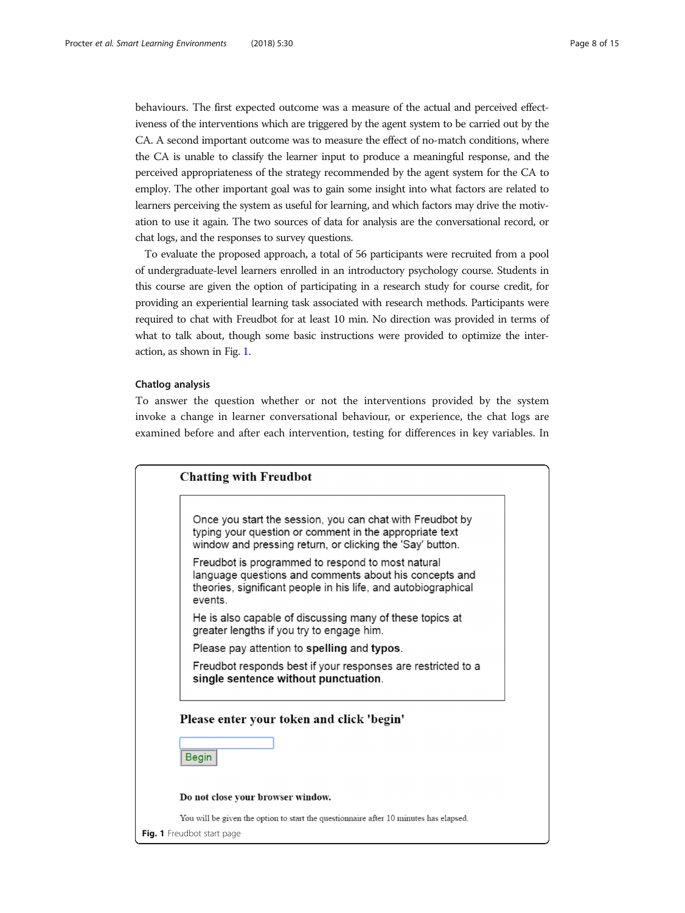behaviours. The first expected outcome was a measure of the actual and perceived effectiveness of the interventions which are triggered by the agent system to be carried out by the CA. A second important outcome was to measure the effect of no-match conditions, where the CA is unable to classify the learner input to produce a meaningful response, and the perceived appropriateness of the strategy recommended by the agent system for the CA to employ. The other important goal was to gain some insight into what factors are related to learners perceiving the system as useful for learning, and which factors may drive the motivation to use it again. The two sources of data for analysis are the conversational record, or chat logs, and the responses to survey questions.

To evaluate the proposed approach, a total of 56 participants were recruited from a pool of undergraduate-level learners enrolled in an introductory psychology course. Students in this course are given the option of participating in a research study for course credit, for providing an experiential learning task associated with research methods. Participants were required to chat with Freudbot for at least 10 min. No direction was provided in terms of what to talk about, though some basic instructions were provided to optimize the interaction, as shown in Fig. 1.

### Chatlog analysis

To answer the question whether or not the interventions provided by the system invoke a change in learner conversational behaviour, or experience, the chat logs are examined before and after each intervention, testing for differences in key variables. In

**Chatting with Freudbot**

Once you start the session, you can chat with Freudbot by typing your question or comment in the appropriate text window and pressing return, or clicking the 'Say' button.

Freudbot is programmed to respond to most natural language questions and comments about his concepts and theories, significant people in his life, and autobiographical events.

He is also capable of discussing many of these topics at greater lengths if you try to engage him.

Please pay attention to **spelling** and **typos**.

Freudbot responds best if your responses are restricted to a **single sentence without punctuation**.

**Please enter your token and click 'begin'**

Begin

**Do not close your browser window.**

You will be given the option to start the questionnaire after 10 minutes has elapsed.

**Fig. 1** Freudbot start page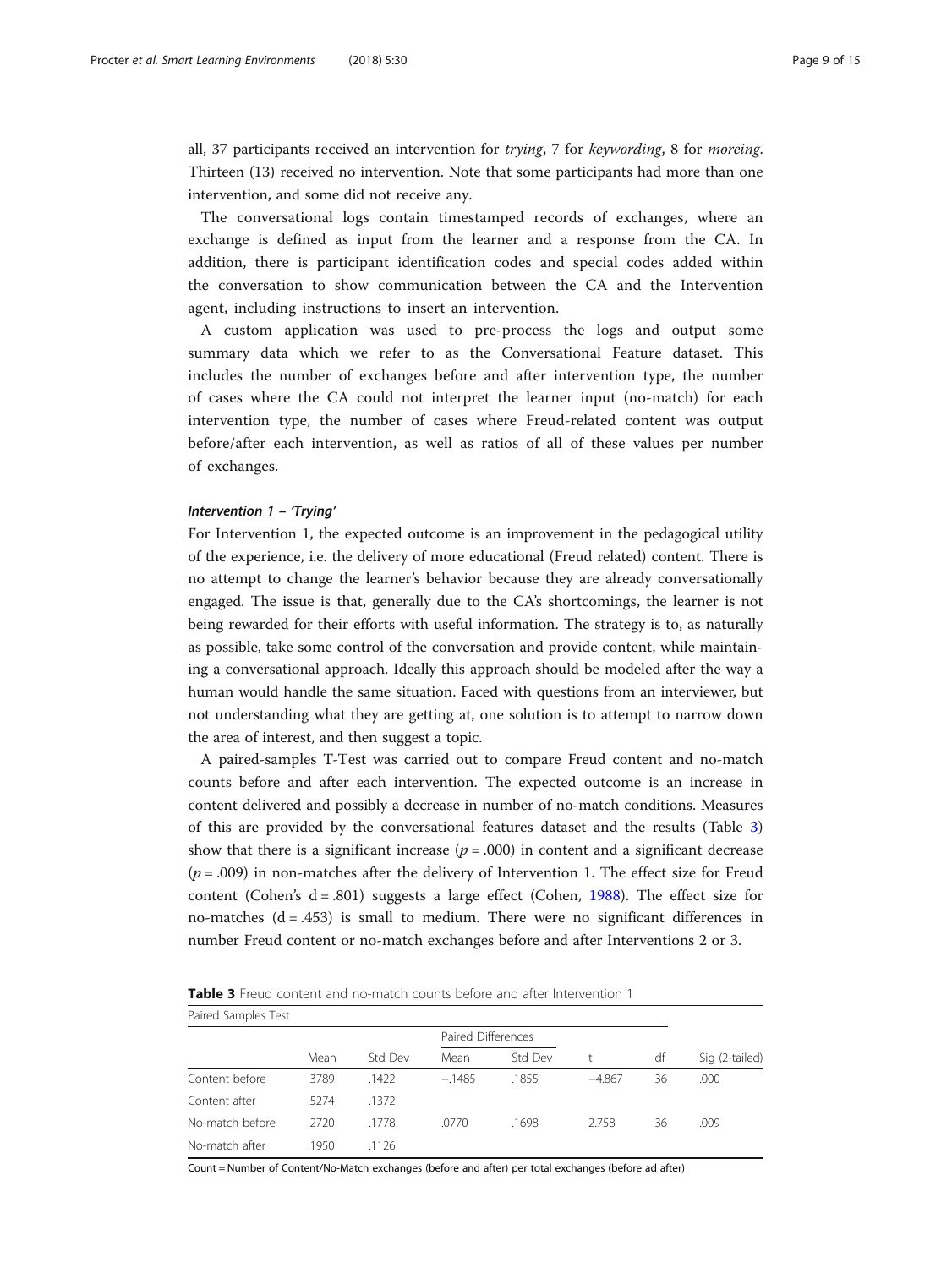all, 37 participants received an intervention for *trying*, 7 for *keywording*, 8 for *moreing*. Thirteen (13) received no intervention. Note that some participants had more than one intervention, and some did not receive any.

The conversational logs contain timestamped records of exchanges, where an exchange is defined as input from the learner and a response from the CA. In addition, there is participant identification codes and special codes added within the conversation to show communication between the CA and the Intervention agent, including instructions to insert an intervention.

A custom application was used to pre-process the logs and output some summary data which we refer to as the Conversational Feature dataset. This includes the number of exchanges before and after intervention type, the number of cases where the CA could not interpret the learner input (no-match) for each intervention type, the number of cases where Freud-related content was output before/after each intervention, as well as ratios of all of these values per number of exchanges.

#### *Intervention 1 – 'Trying'*

For Intervention 1, the expected outcome is an improvement in the pedagogical utility of the experience, i.e. the delivery of more educational (Freud related) content. There is no attempt to change the learner's behavior because they are already conversationally engaged. The issue is that, generally due to the CA's shortcomings, the learner is not being rewarded for their efforts with useful information. The strategy is to, as naturally as possible, take some control of the conversation and provide content, while maintaining a conversational approach. Ideally this approach should be modeled after the way a human would handle the same situation. Faced with questions from an interviewer, but not understanding what they are getting at, one solution is to attempt to narrow down the area of interest, and then suggest a topic.

A paired-samples T-Test was carried out to compare Freud content and no-match counts before and after each intervention. The expected outcome is an increase in content delivered and possibly a decrease in number of no-match conditions. Measures of this are provided by the conversational features dataset and the results (Table 3) show that there is a significant increase ($p = .000$) in content and a significant decrease ($p = .009$) in non-matches after the delivery of Intervention 1. The effect size for Freud content (Cohen's $d = .801$) suggests a large effect (Cohen, 1988). The effect size for no-matches ($d = .453$) is small to medium. There were no significant differences in number Freud content or no-match exchanges before and after Interventions 2 or 3.

**Table 3** Freud content and no-match counts before and after Intervention 1

| Paired Samples Test | | | | | | | |
|---|---|---|---|---|---|---|---|
| | | | Paired Differences | | | | |
| | Mean | Std Dev | Mean | Std Dev | t | df | Sig (2-tailed) |
| Content before | .3789 | .1422 | −.1485 | .1855 | −4.867 | 36 | .000 |
| Content after | .5274 | .1372 | | | | | |
| No-match before | .2720 | .1778 | .0770 | .1698 | 2.758 | 36 | .009 |
| No-match after | .1950 | .1126 | | | | | |

Count = Number of Content/No-Match exchanges (before and after) per total exchanges (before ad after)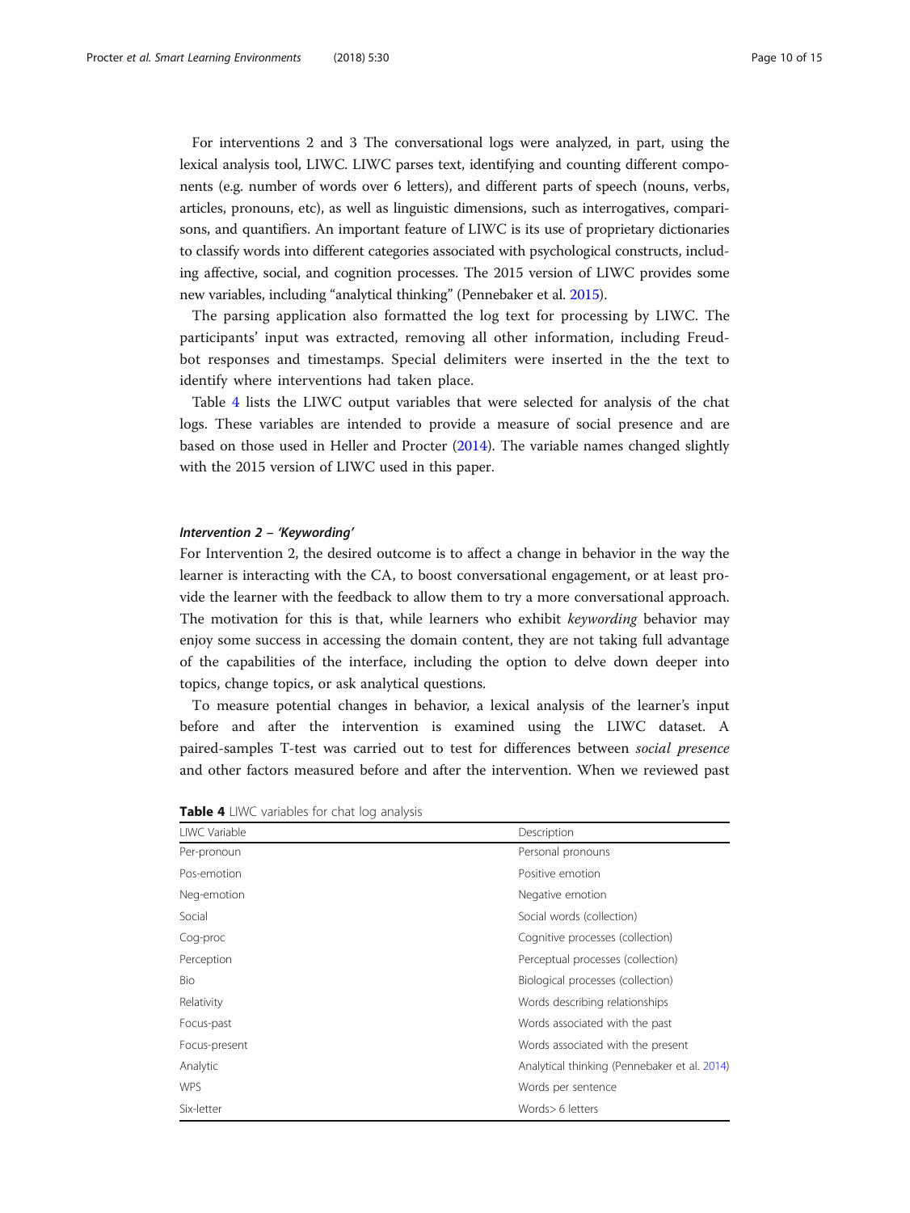For interventions 2 and 3 The conversational logs were analyzed, in part, using the lexical analysis tool, LIWC. LIWC parses text, identifying and counting different components (e.g. number of words over 6 letters), and different parts of speech (nouns, verbs, articles, pronouns, etc), as well as linguistic dimensions, such as interrogatives, comparisons, and quantifiers. An important feature of LIWC is its use of proprietary dictionaries to classify words into different categories associated with psychological constructs, including affective, social, and cognition processes. The 2015 version of LIWC provides some new variables, including "analytical thinking" (Pennebaker et al. 2015).

The parsing application also formatted the log text for processing by LIWC. The participants' input was extracted, removing all other information, including Freudbot responses and timestamps. Special delimiters were inserted in the the text to identify where interventions had taken place.

Table 4 lists the LIWC output variables that were selected for analysis of the chat logs. These variables are intended to provide a measure of social presence and are based on those used in Heller and Procter (2014). The variable names changed slightly with the 2015 version of LIWC used in this paper.

#### *Intervention 2 – 'Keywording'*

For Intervention 2, the desired outcome is to affect a change in behavior in the way the learner is interacting with the CA, to boost conversational engagement, or at least provide the learner with the feedback to allow them to try a more conversational approach. The motivation for this is that, while learners who exhibit *keywording* behavior may enjoy some success in accessing the domain content, they are not taking full advantage of the capabilities of the interface, including the option to delve down deeper into topics, change topics, or ask analytical questions.

To measure potential changes in behavior, a lexical analysis of the learner's input before and after the intervention is examined using the LIWC dataset. A paired-samples T-test was carried out to test for differences between *social presence* and other factors measured before and after the intervention. When we reviewed past

**Table 4** LIWC variables for chat log analysis

| LIWC Variable | Description |
|---|---|
| Per-pronoun | Personal pronouns |
| Pos-emotion | Positive emotion |
| Neg-emotion | Negative emotion |
| Social | Social words (collection) |
| Cog-proc | Cognitive processes (collection) |
| Perception | Perceptual processes (collection) |
| Bio | Biological processes (collection) |
| Relativity | Words describing relationships |
| Focus-past | Words associated with the past |
| Focus-present | Words associated with the present |
| Analytic | Analytical thinking (Pennebaker et al. 2014) |
| WPS | Words per sentence |
| Six-letter | Words> 6 letters |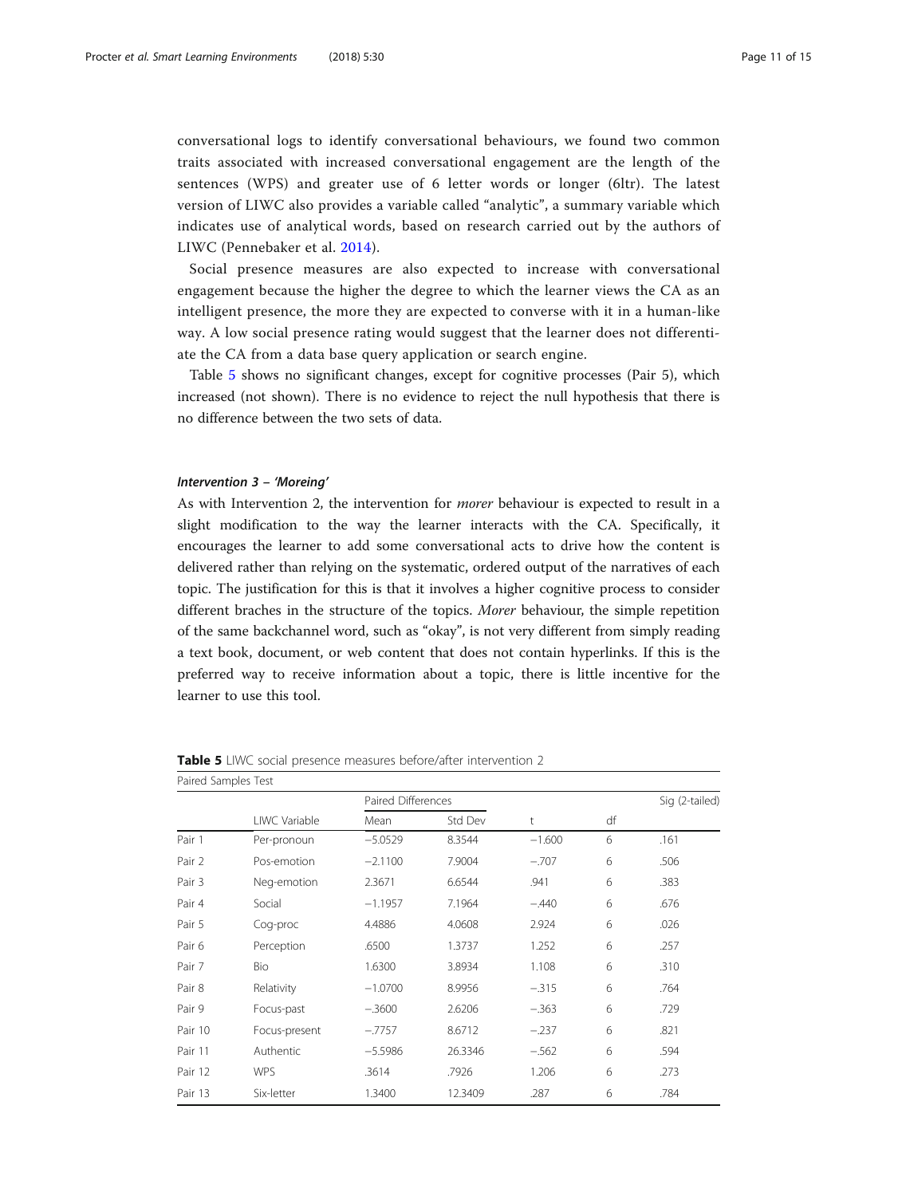conversational logs to identify conversational behaviours, we found two common traits associated with increased conversational engagement are the length of the sentences (WPS) and greater use of 6 letter words or longer (6ltr). The latest version of LIWC also provides a variable called "analytic", a summary variable which indicates use of analytical words, based on research carried out by the authors of LIWC (Pennebaker et al. 2014).

Social presence measures are also expected to increase with conversational engagement because the higher the degree to which the learner views the CA as an intelligent presence, the more they are expected to converse with it in a human-like way. A low social presence rating would suggest that the learner does not differentiate the CA from a data base query application or search engine.

Table 5 shows no significant changes, except for cognitive processes (Pair 5), which increased (not shown). There is no evidence to reject the null hypothesis that there is no difference between the two sets of data.

#### *Intervention 3 – 'Moreing'*

As with Intervention 2, the intervention for *morer* behaviour is expected to result in a slight modification to the way the learner interacts with the CA. Specifically, it encourages the learner to add some conversational acts to drive how the content is delivered rather than relying on the systematic, ordered output of the narratives of each topic. The justification for this is that it involves a higher cognitive process to consider different braches in the structure of the topics. *Morer* behaviour, the simple repetition of the same backchannel word, such as "okay", is not very different from simply reading a text book, document, or web content that does not contain hyperlinks. If this is the preferred way to receive information about a topic, there is little incentive for the learner to use this tool.

**Table 5** LIWC social presence measures before/after intervention 2

| Paired Samples Test | | | | | | |
|---|---|---|---|---|---|---|
| | | Paired Differences | | | | Sig (2-tailed) |
| | LIWC Variable | Mean | Std Dev | t | df | |
| Pair 1 | Per-pronoun | −5.0529 | 8.3544 | −1.600 | 6 | .161 |
| Pair 2 | Pos-emotion | −2.1100 | 7.9004 | −.707 | 6 | .506 |
| Pair 3 | Neg-emotion | 2.3671 | 6.6544 | .941 | 6 | .383 |
| Pair 4 | Social | −1.1957 | 7.1964 | −.440 | 6 | .676 |
| Pair 5 | Cog-proc | 4.4886 | 4.0608 | 2.924 | 6 | .026 |
| Pair 6 | Perception | .6500 | 1.3737 | 1.252 | 6 | .257 |
| Pair 7 | Bio | 1.6300 | 3.8934 | 1.108 | 6 | .310 |
| Pair 8 | Relativity | −1.0700 | 8.9956 | −.315 | 6 | .764 |
| Pair 9 | Focus-past | −.3600 | 2.6206 | −.363 | 6 | .729 |
| Pair 10 | Focus-present | −.7757 | 8.6712 | −.237 | 6 | .821 |
| Pair 11 | Authentic | −5.5986 | 26.3346 | −.562 | 6 | .594 |
| Pair 12 | WPS | .3614 | .7926 | 1.206 | 6 | .273 |
| Pair 13 | Six-letter | 1.3400 | 12.3409 | .287 | 6 | .784 |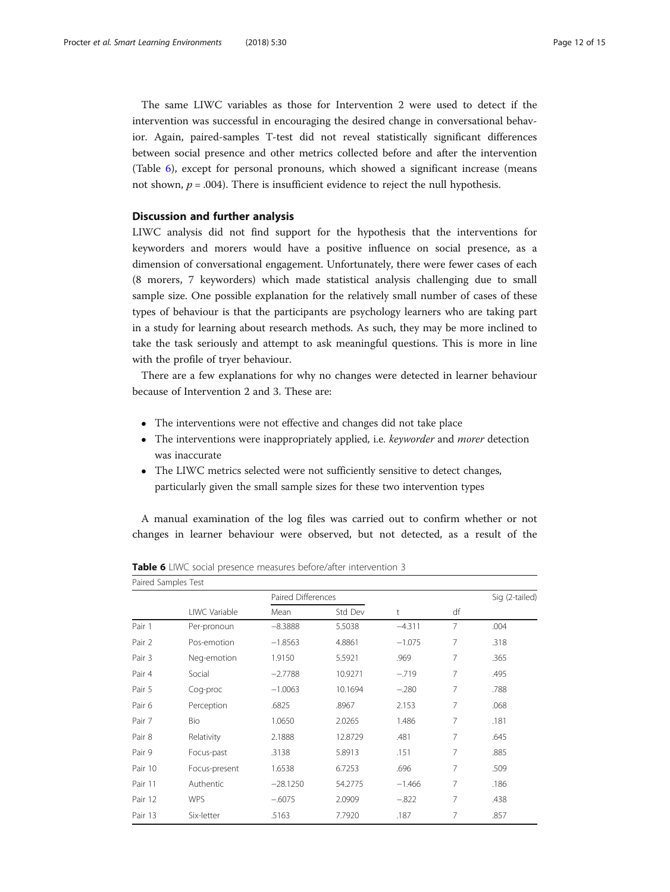The same LIWC variables as those for Intervention 2 were used to detect if the intervention was successful in encouraging the desired change in conversational behavior. Again, paired-samples T-test did not reveal statistically significant differences between social presence and other metrics collected before and after the intervention (Table 6), except for personal pronouns, which showed a significant increase (means not shown, $p = .004$). There is insufficient evidence to reject the null hypothesis.

## Discussion and further analysis

LIWC analysis did not find support for the hypothesis that the interventions for keyworders and morers would have a positive influence on social presence, as a dimension of conversational engagement. Unfortunately, there were fewer cases of each (8 morers, 7 keyworders) which made statistical analysis challenging due to small sample size. One possible explanation for the relatively small number of cases of these types of behaviour is that the participants are psychology learners who are taking part in a study for learning about research methods. As such, they may be more inclined to take the task seriously and attempt to ask meaningful questions. This is more in line with the profile of tryer behaviour.

There are a few explanations for why no changes were detected in learner behaviour because of Intervention 2 and 3. These are:

- The interventions were not effective and changes did not take place
- The interventions were inappropriately applied, i.e. *keyworder* and *morer* detection was inaccurate
- The LIWC metrics selected were not sufficiently sensitive to detect changes, particularly given the small sample sizes for these two intervention types

A manual examination of the log files was carried out to confirm whether or not changes in learner behaviour were observed, but not detected, as a result of the

**Table 6** LIWC social presence measures before/after intervention 3

| Paired Samples Test | | | | | | |
|---|---|---|---|---|---|---|
| | | Paired Differences | | | | Sig (2-tailed) |
| | LIWC Variable | Mean | Std Dev | t | df | |
| Pair 1 | Per-pronoun | −8.3888 | 5.5038 | −4.311 | 7 | .004 |
| Pair 2 | Pos-emotion | −1.8563 | 4.8861 | −1.075 | 7 | .318 |
| Pair 3 | Neg-emotion | 1.9150 | 5.5921 | .969 | 7 | .365 |
| Pair 4 | Social | −2.7788 | 10.9271 | −.719 | 7 | .495 |
| Pair 5 | Cog-proc | −1.0063 | 10.1694 | −.280 | 7 | .788 |
| Pair 6 | Perception | .6825 | .8967 | 2.153 | 7 | .068 |
| Pair 7 | Bio | 1.0650 | 2.0265 | 1.486 | 7 | .181 |
| Pair 8 | Relativity | 2.1888 | 12.8729 | .481 | 7 | .645 |
| Pair 9 | Focus-past | .3138 | 5.8913 | .151 | 7 | .885 |
| Pair 10 | Focus-present | 1.6538 | 6.7253 | .696 | 7 | .509 |
| Pair 11 | Authentic | −28.1250 | 54.2775 | −1.466 | 7 | .186 |
| Pair 12 | WPS | −.6075 | 2.0909 | −.822 | 7 | .438 |
| Pair 13 | Six-letter | .5163 | 7.7920 | .187 | 7 | .857 |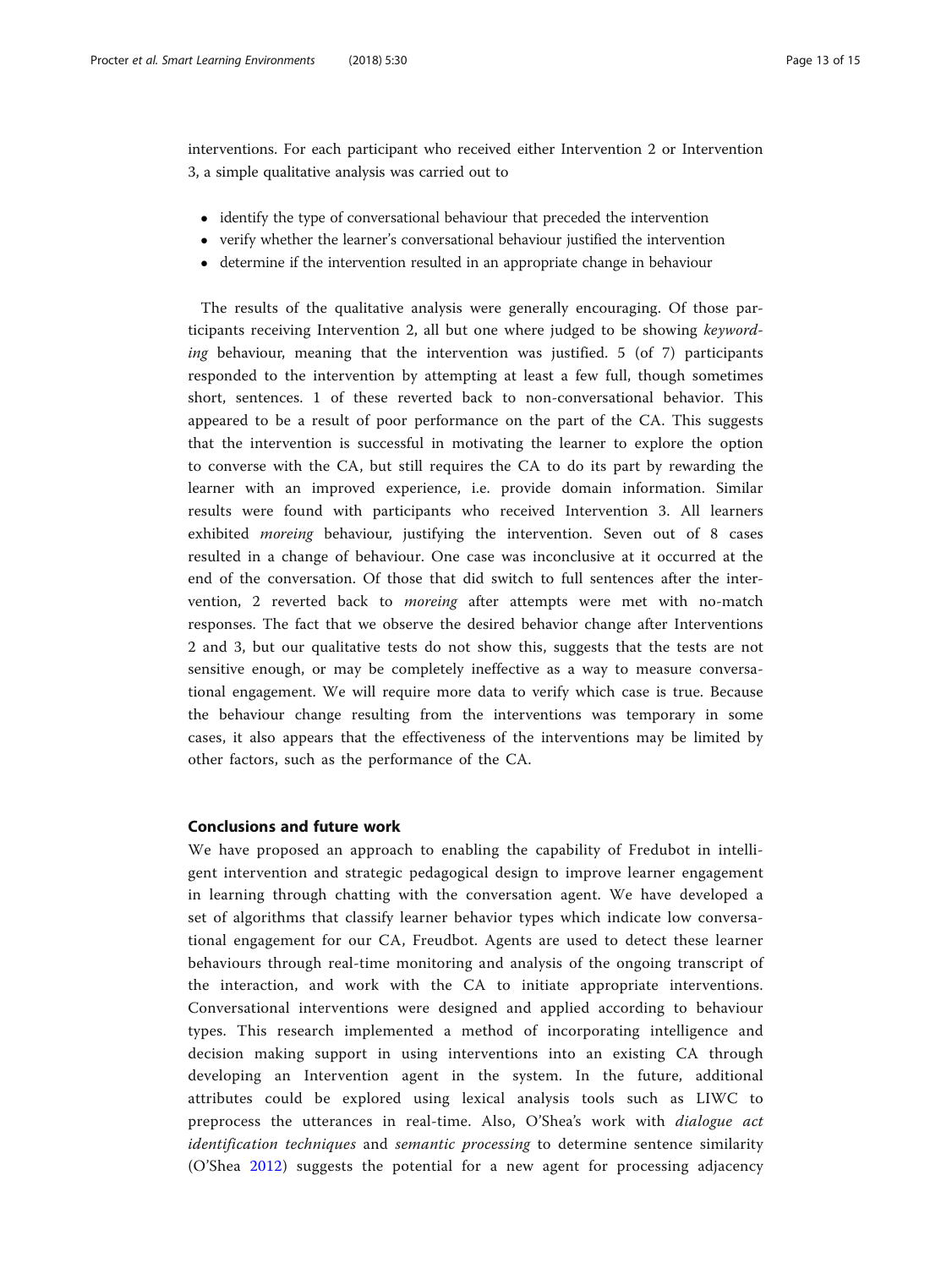interventions. For each participant who received either Intervention 2 or Intervention 3, a simple qualitative analysis was carried out to

- identify the type of conversational behaviour that preceded the intervention
- verify whether the learner's conversational behaviour justified the intervention
- determine if the intervention resulted in an appropriate change in behaviour

The results of the qualitative analysis were generally encouraging. Of those participants receiving Intervention 2, all but one where judged to be showing *keywording* behaviour, meaning that the intervention was justified. 5 (of 7) participants responded to the intervention by attempting at least a few full, though sometimes short, sentences. 1 of these reverted back to non-conversational behavior. This appeared to be a result of poor performance on the part of the CA. This suggests that the intervention is successful in motivating the learner to explore the option to converse with the CA, but still requires the CA to do its part by rewarding the learner with an improved experience, i.e. provide domain information. Similar results were found with participants who received Intervention 3. All learners exhibited *moreing* behaviour, justifying the intervention. Seven out of 8 cases resulted in a change of behaviour. One case was inconclusive at it occurred at the end of the conversation. Of those that did switch to full sentences after the intervention, 2 reverted back to *moreing* after attempts were met with no-match responses. The fact that we observe the desired behavior change after Interventions 2 and 3, but our qualitative tests do not show this, suggests that the tests are not sensitive enough, or may be completely ineffective as a way to measure conversational engagement. We will require more data to verify which case is true. Because the behaviour change resulting from the interventions was temporary in some cases, it also appears that the effectiveness of the interventions may be limited by other factors, such as the performance of the CA.

## Conclusions and future work

We have proposed an approach to enabling the capability of Fredubot in intelligent intervention and strategic pedagogical design to improve learner engagement in learning through chatting with the conversation agent. We have developed a set of algorithms that classify learner behavior types which indicate low conversational engagement for our CA, Freudbot. Agents are used to detect these learner behaviours through real-time monitoring and analysis of the ongoing transcript of the interaction, and work with the CA to initiate appropriate interventions. Conversational interventions were designed and applied according to behaviour types. This research implemented a method of incorporating intelligence and decision making support in using interventions into an existing CA through developing an Intervention agent in the system. In the future, additional attributes could be explored using lexical analysis tools such as LIWC to preprocess the utterances in real-time. Also, O'Shea's work with *dialogue act identification techniques* and *semantic processing* to determine sentence similarity (O'Shea 2012) suggests the potential for a new agent for processing adjacency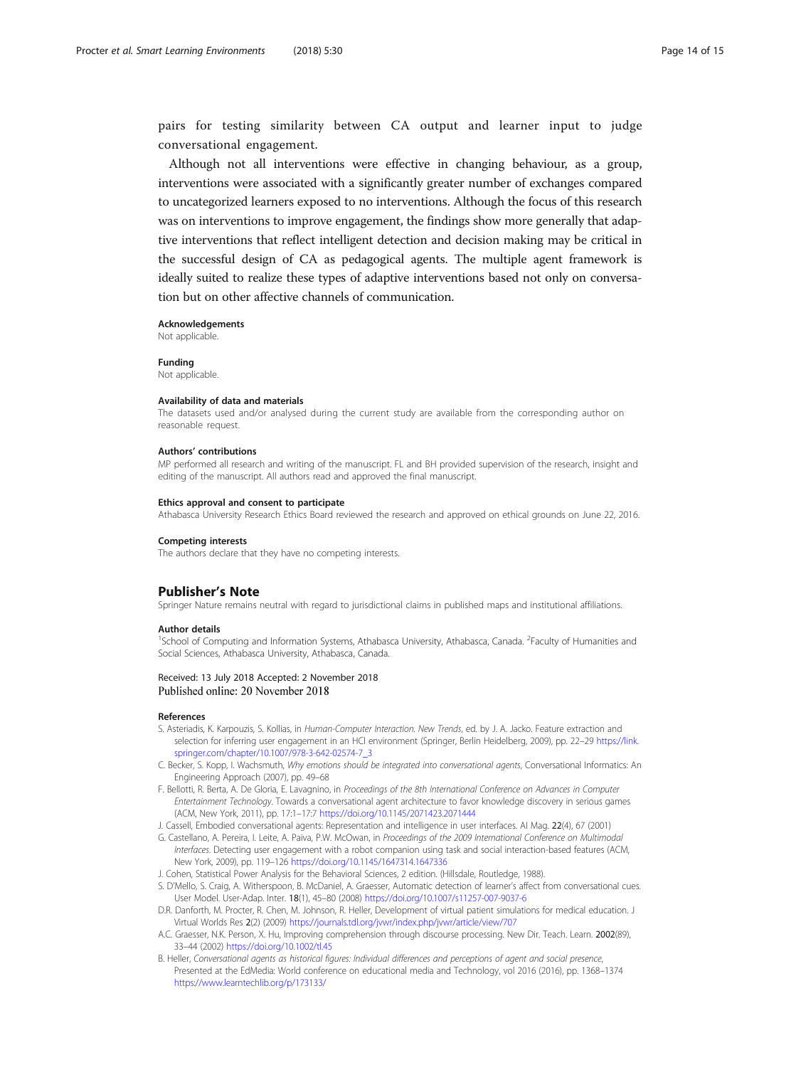pairs for testing similarity between CA output and learner input to judge conversational engagement.

Although not all interventions were effective in changing behaviour, as a group, interventions were associated with a significantly greater number of exchanges compared to uncategorized learners exposed to no interventions. Although the focus of this research was on interventions to improve engagement, the findings show more generally that adaptive interventions that reflect intelligent detection and decision making may be critical in the successful design of CA as pedagogical agents. The multiple agent framework is ideally suited to realize these types of adaptive interventions based not only on conversation but on other affective channels of communication.

#### Acknowledgements
Not applicable.

#### Funding
Not applicable.

#### Availability of data and materials
The datasets used and/or analysed during the current study are available from the corresponding author on reasonable request.

#### Authors' contributions
MP performed all research and writing of the manuscript. FL and BH provided supervision of the research, insight and editing of the manuscript. All authors read and approved the final manuscript.

#### Ethics approval and consent to participate
Athabasca University Research Ethics Board reviewed the research and approved on ethical grounds on June 22, 2016.

#### Competing interests
The authors declare that they have no competing interests.

## Publisher's Note
Springer Nature remains neutral with regard to jurisdictional claims in published maps and institutional affiliations.

#### Author details
[1]School of Computing and Information Systems, Athabasca University, Athabasca, Canada. [2]Faculty of Humanities and Social Sciences, Athabasca University, Athabasca, Canada.

Received: 13 July 2018 Accepted: 2 November 2018
Published online: 20 November 2018

#### References
- S. Asteriadis, K. Karpouzis, S. Kollias, in *Human-Computer Interaction. New Trends*, ed. by J. A. Jacko. Feature extraction and selection for inferring user engagement in an HCI environment (Springer, Berlin Heidelberg, 2009), pp. 22–29 https://link.springer.com/chapter/10.1007/978-3-642-02574-7_3
- C. Becker, S. Kopp, I. Wachsmuth, *Why emotions should be integrated into conversational agents*, Conversational Informatics: An Engineering Approach (2007), pp. 49–68
- F. Bellotti, R. Berta, A. De Gloria, E. Lavagnino, in *Proceedings of the 8th International Conference on Advances in Computer Entertainment Technology*. Towards a conversational agent architecture to favor knowledge discovery in serious games (ACM, New York, 2011), pp. 17:1–17:7 https://doi.org/10.1145/2071423.2071444
- J. Cassell, Embodied conversational agents: Representation and intelligence in user interfaces. AI Mag. **22**(4), 67 (2001)
- G. Castellano, A. Pereira, I. Leite, A. Paiva, P.W. McOwan, in *Proceedings of the 2009 International Conference on Multimodal Interfaces*. Detecting user engagement with a robot companion using task and social interaction-based features (ACM, New York, 2009), pp. 119–126 https://doi.org/10.1145/1647314.1647336
- J. Cohen, Statistical Power Analysis for the Behavioral Sciences, 2 edition. (Hillsdale, Routledge, 1988).
- S. D'Mello, S. Craig, A. Witherspoon, B. McDaniel, A. Graesser, Automatic detection of learner's affect from conversational cues. User Model. User-Adap. Inter. **18**(1), 45–80 (2008) https://doi.org/10.1007/s11257-007-9037-6
- D.R. Danforth, M. Procter, R. Chen, M. Johnson, R. Heller, Development of virtual patient simulations for medical education. J Virtual Worlds Res **2**(2) (2009) https://journals.tdl.org/jvwr/index.php/jvwr/article/view/707
- A.C. Graesser, N.K. Person, X. Hu, Improving comprehension through discourse processing. New Dir. Teach. Learn. **2002**(89), 33–44 (2002) https://doi.org/10.1002/tl.45
- B. Heller, *Conversational agents as historical figures: Individual differences and perceptions of agent and social presence*, Presented at the EdMedia: World conference on educational media and Technology, vol 2016 (2016), pp. 1368–1374 https://www.learntechlib.org/p/173133/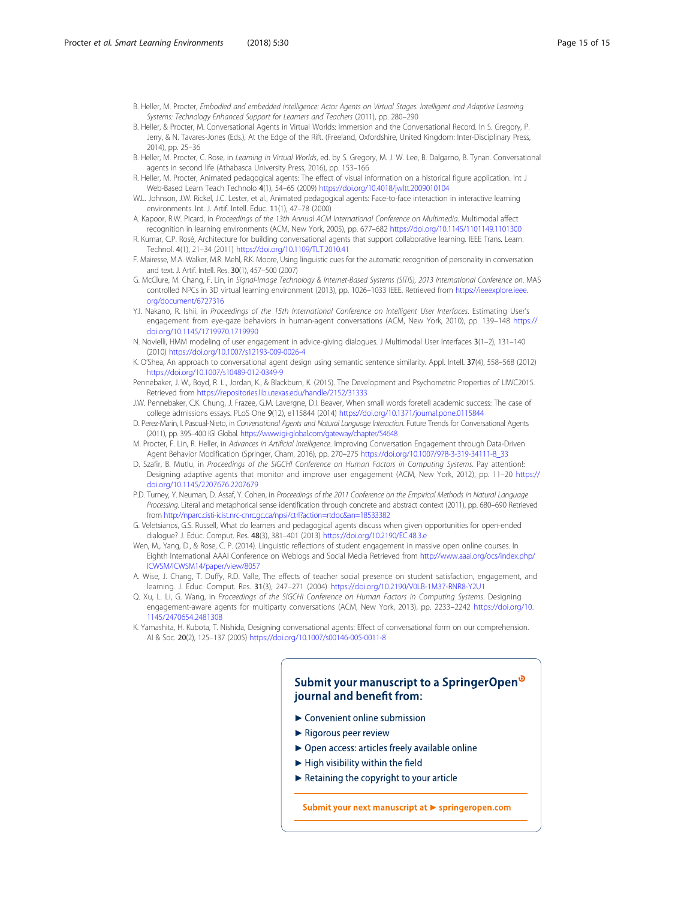B. Heller, M. Procter, *Embodied and embedded intelligence: Actor Agents on Virtual Stages. Intelligent and Adaptive Learning Systems: Technology Enhanced Support for Learners and Teachers* (2011), pp. 280–290

B. Heller, & Procter, M. Conversational Agents in Virtual Worlds: Immersion and the Conversational Record. In S. Gregory, P. Jerry, & N. Tavares-Jones (Eds.), At the Edge of the Rift. (Freeland, Oxfordshire, United Kingdom: Inter-Disciplinary Press, 2014), pp. 25–36

B. Heller, M. Procter, C. Rose, in *Learning in Virtual Worlds*, ed. by S. Gregory, M. J. W. Lee, B. Dalgarno, B. Tynan. Conversational agents in second life (Athabasca University Press, 2016), pp. 153–166

R. Heller, M. Procter, Animated pedagogical agents: The effect of visual information on a historical figure application. Int J Web-Based Learn Teach Technolo **4**(1), 54–65 (2009) https://doi.org/10.4018/jwltt.2009010104

W.L. Johnson, J.W. Rickel, J.C. Lester, et al., Animated pedagogical agents: Face-to-face interaction in interactive learning environments. Int. J. Artif. Intell. Educ. **11**(1), 47–78 (2000)

A. Kapoor, R.W. Picard, in *Proceedings of the 13th Annual ACM International Conference on Multimedia*. Multimodal affect recognition in learning environments (ACM, New York, 2005), pp. 677–682 https://doi.org/10.1145/1101149.1101300

R. Kumar, C.P. Rosé, Architecture for building conversational agents that support collaborative learning. IEEE Trans. Learn. Technol. **4**(1), 21–34 (2011) https://doi.org/10.1109/TLT.2010.41

F. Mairesse, M.A. Walker, M.R. Mehl, R.K. Moore, Using linguistic cues for the automatic recognition of personality in conversation and text. J. Artif. Intell. Res. **30**(1), 457–500 (2007)

G. McClure, M. Chang, F. Lin, in *Signal-Image Technology & Internet-Based Systems (SITIS), 2013 International Conference on*. MAS controlled NPCs in 3D virtual learning environment (2013), pp. 1026–1033 IEEE. Retrieved from https://ieeexplore.ieee.org/document/6727316

Y.I. Nakano, R. Ishii, in *Proceedings of the 15th International Conference on Intelligent User Interfaces*. Estimating User's engagement from eye-gaze behaviors in human-agent conversations (ACM, New York, 2010), pp. 139–148 https://doi.org/10.1145/1719970.1719990

N. Novielli, HMM modeling of user engagement in advice-giving dialogues. J Multimodal User Interfaces **3**(1–2), 131–140 (2010) https://doi.org/10.1007/s12193-009-0026-4

K. O'Shea, An approach to conversational agent design using semantic sentence similarity. Appl. Intell. **37**(4), 558–568 (2012) https://doi.org/10.1007/s10489-012-0349-9

Pennebaker, J. W., Boyd, R. L., Jordan, K., & Blackburn, K. (2015). The Development and Psychometric Properties of LIWC2015. Retrieved from https://repositories.lib.utexas.edu/handle/2152/31333

J.W. Pennebaker, C.K. Chung, J. Frazee, G.M. Lavergne, D.I. Beaver, When small words foretell academic success: The case of college admissions essays. PLoS One **9**(12), e115844 (2014) https://doi.org/10.1371/journal.pone.0115844

D. Perez-Marin, I. Pascual-Nieto, in *Conversational Agents and Natural Language Interaction*. Future Trends for Conversational Agents (2011), pp. 395–400 IGI Global. https://www.igi-global.com/gateway/chapter/54648

M. Procter, F. Lin, R. Heller, in *Advances in Artificial Intelligence*. Improving Conversation Engagement through Data-Driven Agent Behavior Modification (Springer, Cham, 2016), pp. 270–275 https://doi.org/10.1007/978-3-319-34111-8_33

D. Szafir, B. Mutlu, in *Proceedings of the SIGCHI Conference on Human Factors in Computing Systems*. Pay attention!: Designing adaptive agents that monitor and improve user engagement (ACM, New York, 2012), pp. 11–20 https://doi.org/10.1145/2207676.2207679

P.D. Turney, Y. Neuman, D. Assaf, Y. Cohen, in *Proceedings of the 2011 Conference on the Empirical Methods in Natural Language Processing*. Literal and metaphorical sense identification through concrete and abstract context (2011), pp. 680–690 Retrieved from http://nparc.cisti-icist.nrc-cnrc.gc.ca/npsi/ctrl?action=rtdoc&an=18533382

G. Veletsianos, G.S. Russell, What do learners and pedagogical agents discuss when given opportunities for open-ended dialogue? J. Educ. Comput. Res. **48**(3), 381–401 (2013) https://doi.org/10.2190/EC.48.3.e

Wen, M., Yang, D., & Rose, C. P. (2014). Linguistic reflections of student engagement in massive open online courses. In Eighth International AAAI Conference on Weblogs and Social Media Retrieved from http://www.aaai.org/ocs/index.php/ICWSM/ICWSM14/paper/view/8057

A. Wise, J. Chang, T. Duffy, R.D. Valle, The effects of teacher social presence on student satisfaction, engagement, and learning. J. Educ. Comput. Res. **31**(3), 247–271 (2004) https://doi.org/10.2190/V0LB-1M37-RNR8-Y2U1

Q. Xu, L. Li, G. Wang, in *Proceedings of the SIGCHI Conference on Human Factors in Computing Systems*. Designing engagement-aware agents for multiparty conversations (ACM, New York, 2013), pp. 2233–2242 https://doi.org/10.1145/2470654.2481308

K. Yamashita, H. Kubota, T. Nishida, Designing conversational agents: Effect of conversational form on our comprehension. AI & Soc. **20**(2), 125–137 (2005) https://doi.org/10.1007/s00146-005-0011-8

**Submit your manuscript to a SpringerOpen journal and benefit from:**

- ► Convenient online submission
- ► Rigorous peer review
- ► Open access: articles freely available online
- ► High visibility within the field
- ► Retaining the copyright to your article

**Submit your next manuscript at ► springeropen.com**